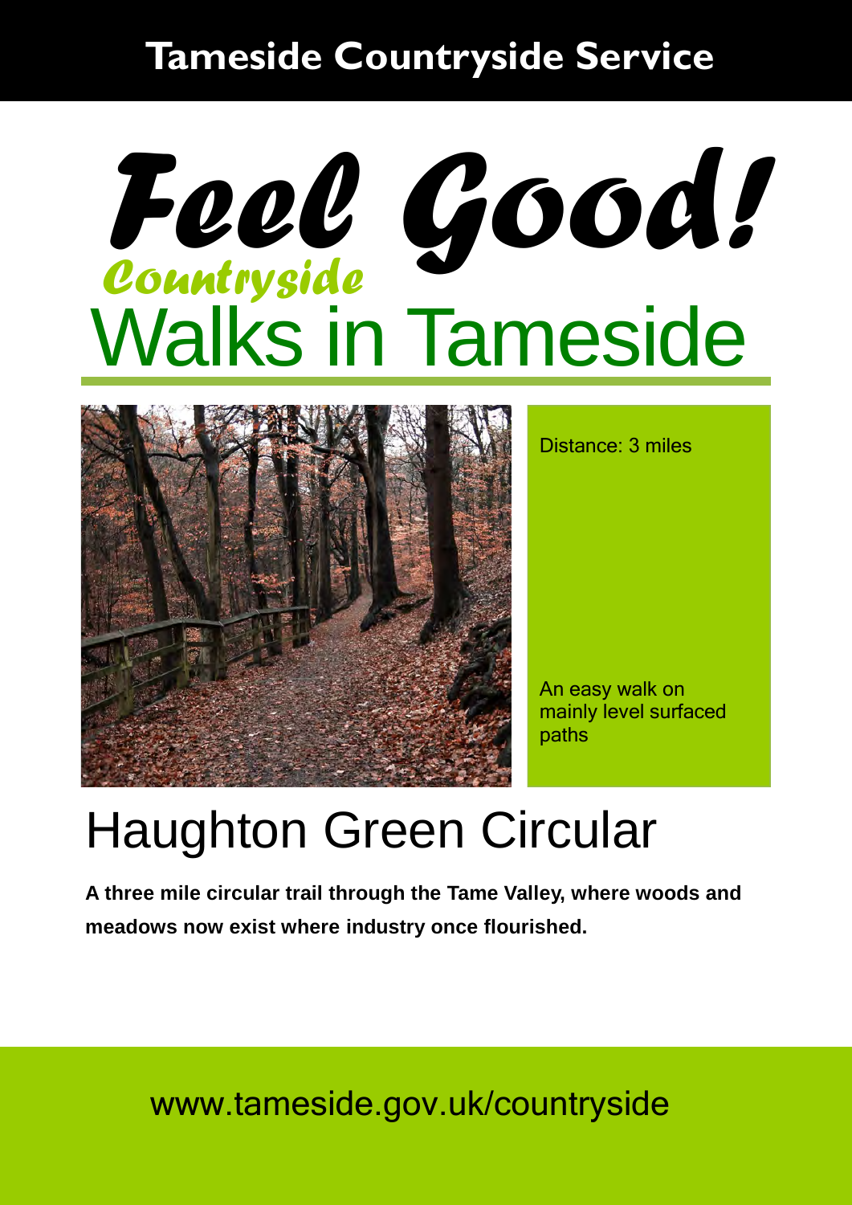**Tameside Countryside Service**

# Feel Good! Countryside Walks in Tameside

Distance: 3 miles

An easy walk on mainly level surfaced paths

## Haughton Green Circular

**A three mile circular trail through the Tame Valley, where woods and meadows now exist where industry once flourished.**

www.tameside.gov.uk/countryside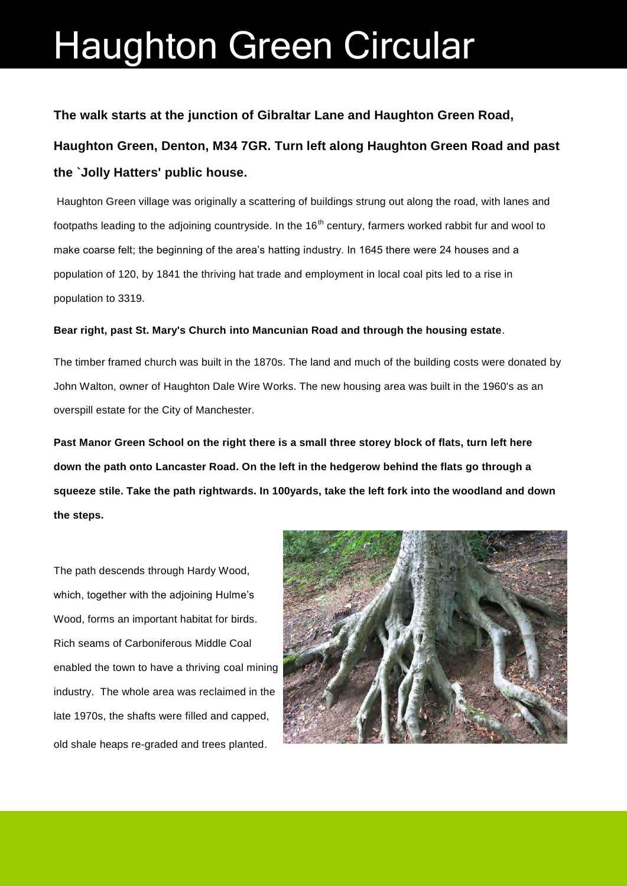# Haughton Green Circular

**The walk starts at the junction of Gibraltar Lane and Haughton Green Road, Haughton Green, Denton, M34 7GR. Turn left along Haughton Green Road and past the `Jolly Hatters' public house.**

Haughton Green village was originally a scattering of buildings strung out along the road, with lanes and footpaths leading to the adjoining countryside. In the 16th century, farmers worked rabbit fur and wool to make coarse felt; the beginning of the area's hatting industry. In 1645 there were 24 houses and a population of 120, by 1841 the thriving hat trade and employment in local coal pits led to a rise in population to 3319.

**Bear right, past St. Mary's Church into Mancunian Road and through the housing estate**.

The timber framed church was built in the 1870s. The land and much of the building costs were donated by John Walton, owner of Haughton Dale Wire Works. The new housing area was built in the 1960's as an overspill estate for the City of Manchester.

**Past Manor Green School on the right there is a small three storey block of flats, turn left here down the path onto Lancaster Road. On the left in the hedgerow behind the flats go through a squeeze stile. Take the path rightwards. In 100yards, take the left fork into the woodland and down the steps.**

The path descends through Hardy Wood, which, together with the adjoining Hulme's Wood, forms an important habitat for birds. Rich seams of Carboniferous Middle Coal enabled the town to have a thriving coal mining industry. The whole area was reclaimed in the late 1970s, the shafts were filled and capped, old shale heaps re-graded and trees planted.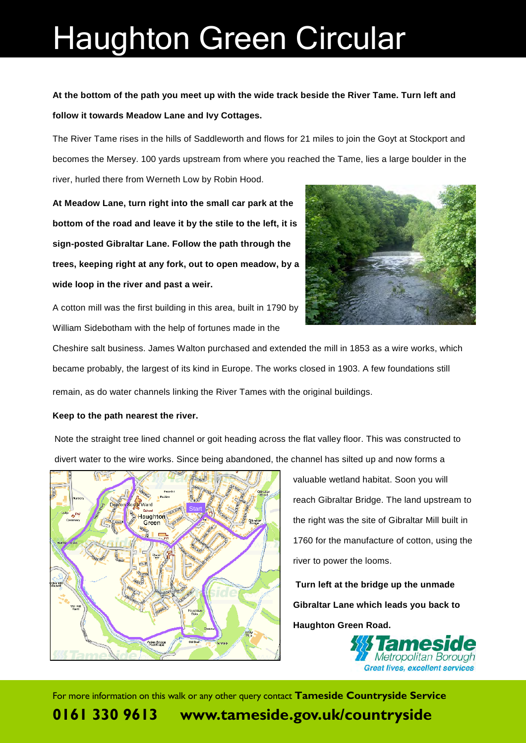# Haughton Green Circular

**At the bottom of the path you meet up with the wide track beside the River Tame. Turn left and follow it towards Meadow Lane and Ivy Cottages.**

The River Tame rises in the hills of Saddleworth and flows for 21 miles to join the Goyt at Stockport and becomes the Mersey. 100 yards upstream from where you reached the Tame, lies a large boulder in the river, hurled there from Werneth Low by Robin Hood.

**At Meadow Lane, turn right into the small car park at the bottom of the road and leave it by the stile to the left, it is sign-posted Gibraltar Lane. Follow the path through the trees, keeping right at any fork, out to open meadow, by a wide loop in the river and past a weir.**

A cotton mill was the first building in this area, built in 1790 by William Sidebotham with the help of fortunes made in the Cheshire salt business. James Walton purchased and extended the mill in 1853 as a wire works, which became probably, the largest of its kind in Europe. The works closed in 1903. A few foundations still remain, as do water channels linking the River Tames with the original buildings.

**Keep to the path nearest the river.**

Note the straight tree lined channel or goit heading across the flat valley floor. This was constructed to divert water to the wire works. Since being abandoned, the channel has silted up and now forms a valuable wetland habitat. Soon you will reach Gibraltar Bridge. The land upstream to the right was the site of Gibraltar Mill built in 1760 for the manufacture of cotton, using the river to power the looms.

**Turn left at the bridge up the unmade Gibraltar Lane which leads you back to Haughton Green Road.**

Tameside Metropolitan Borough
Great lives, excellent services

For more information on this walk or any other query contact **Tameside Countryside Service**

**0161 330 9613 www.tameside.gov.uk/countryside**